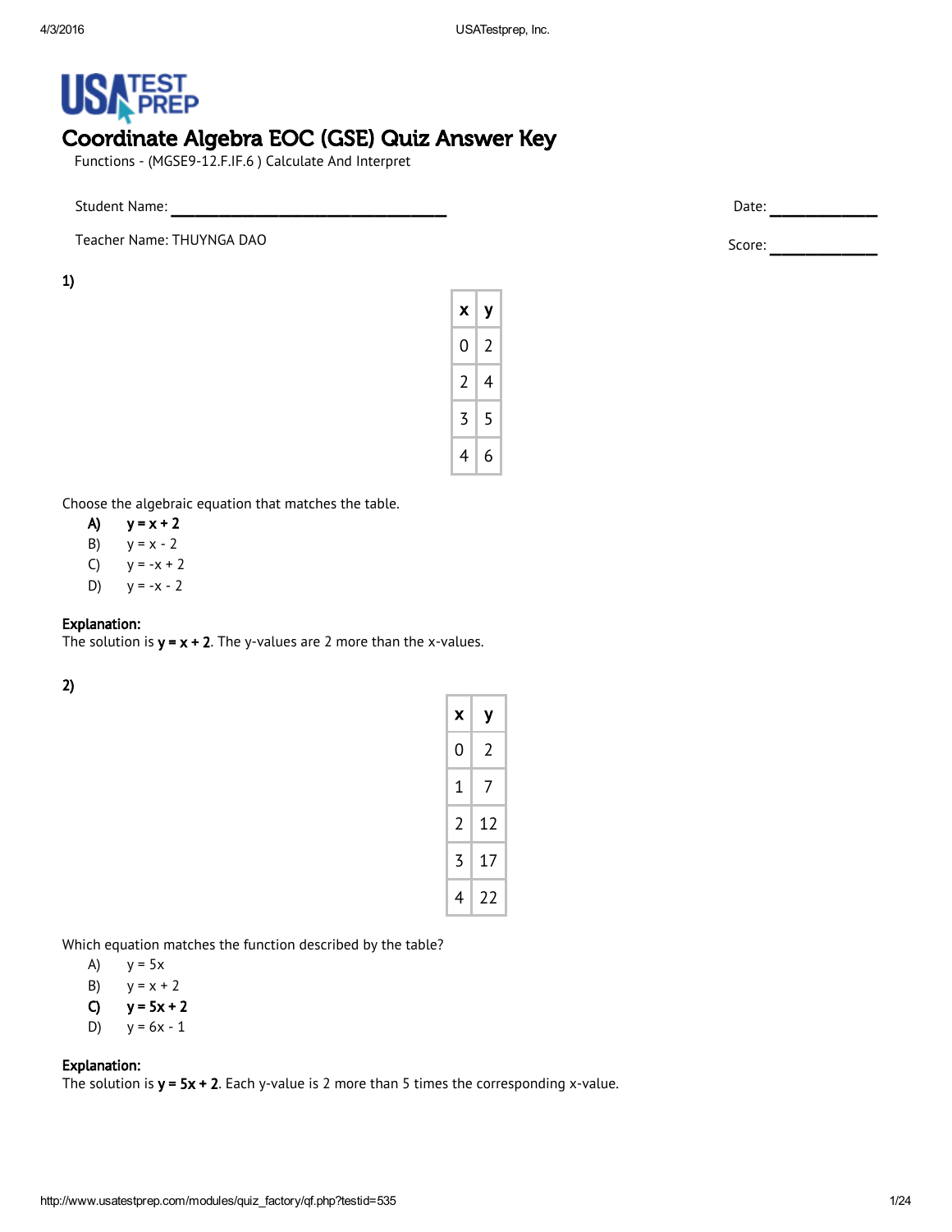# Coordinate Algebra EOC (GSE) Quiz Answer Key

Functions - (MGSE9-12.F.IF.6 ) Calculate And Interpret

Student Name: ______________________________ Date: ____________

Teacher Name: THUYNGA DAO Score: ____________

**1)**

| x | y |
|---|---|
| 0 | 2 |
| 2 | 4 |
| 3 | 5 |
| 4 | 6 |

Choose the algebraic equation that matches the table.

- **A) $y = x + 2$**
- B) $y = x - 2$
- C) $y = -x + 2$
- D) $y = -x - 2$

**Explanation:**
The solution is **$y = x + 2$**. The y-values are 2 more than the x-values.

**2)**

| x | y |
|---|---|
| 0 | 2 |
| 1 | 7 |
| 2 | 12 |
| 3 | 17 |
| 4 | 22 |

Which equation matches the function described by the table?

- A) $y = 5x$
- B) $y = x + 2$
- **C) $y = 5x + 2$**
- D) $y = 6x - 1$

**Explanation:**
The solution is **$y = 5x + 2$**. Each y-value is 2 more than 5 times the corresponding x-value.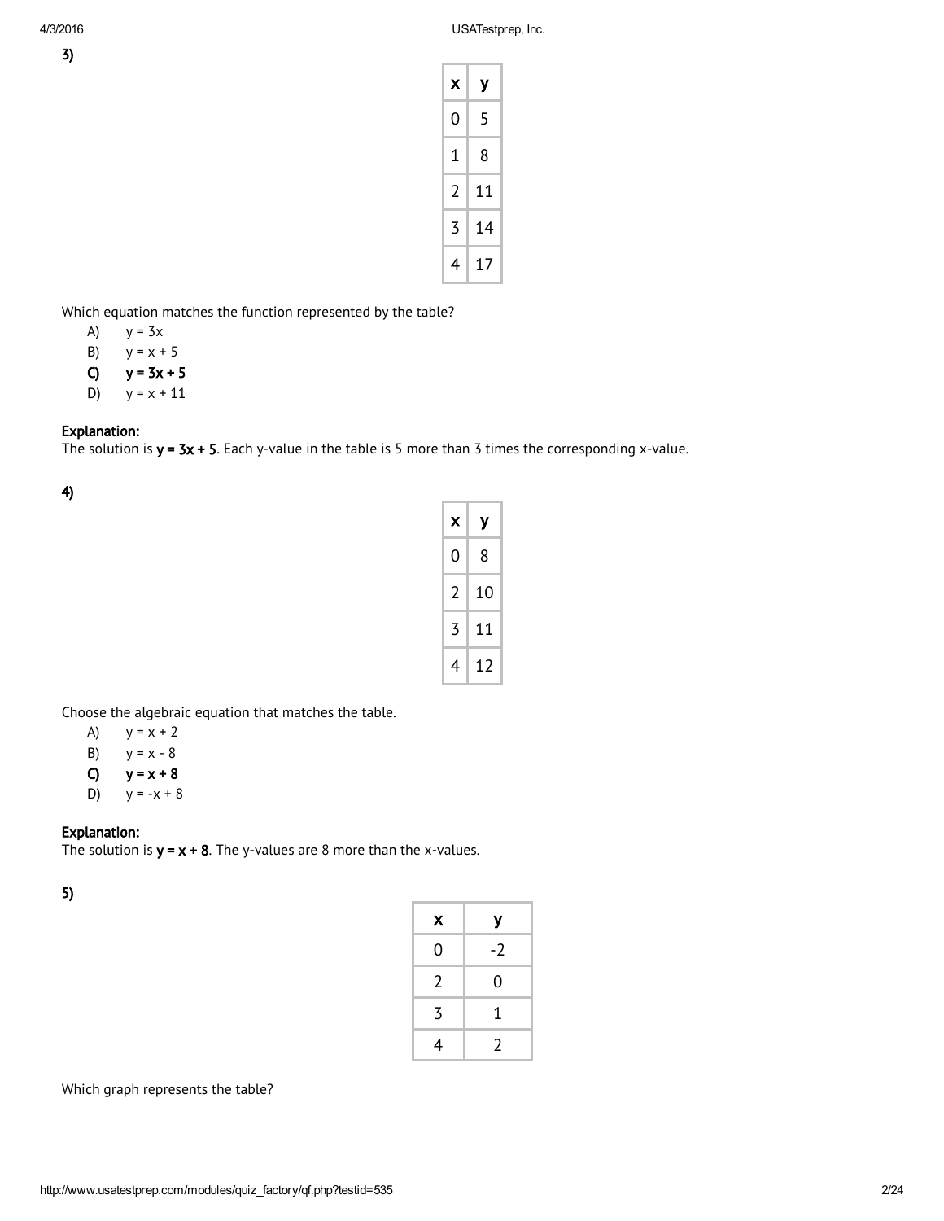3)

| x | y |
| --- | --- |
| 0 | 5 |
| 1 | 8 |
| 2 | 11 |
| 3 | 14 |
| 4 | 17 |

Which equation matches the function represented by the table?

A) $y = 3x$
B) $y = x + 5$
**C) $y = 3x + 5$**
D) $y = x + 11$

**Explanation:**
The solution is **$y = 3x + 5$**. Each y-value in the table is 5 more than 3 times the corresponding x-value.

4)

| x | y |
| --- | --- |
| 0 | 8 |
| 2 | 10 |
| 3 | 11 |
| 4 | 12 |

Choose the algebraic equation that matches the table.

A) $y = x + 2$
B) $y = x - 8$
**C) $y = x + 8$**
D) $y = -x + 8$

**Explanation:**
The solution is **$y = x + 8$**. The y-values are 8 more than the x-values.

5)

| x | y |
| --- | --- |
| 0 | -2 |
| 2 | 0 |
| 3 | 1 |
| 4 | 2 |

Which graph represents the table?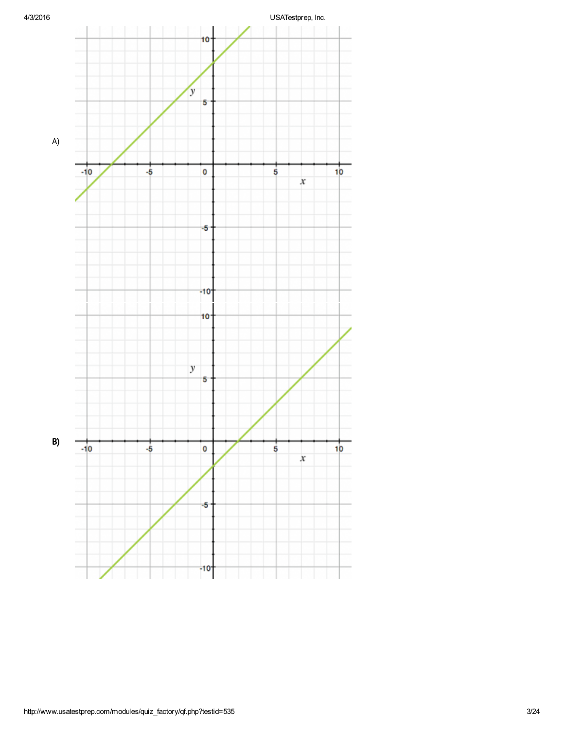A)

B)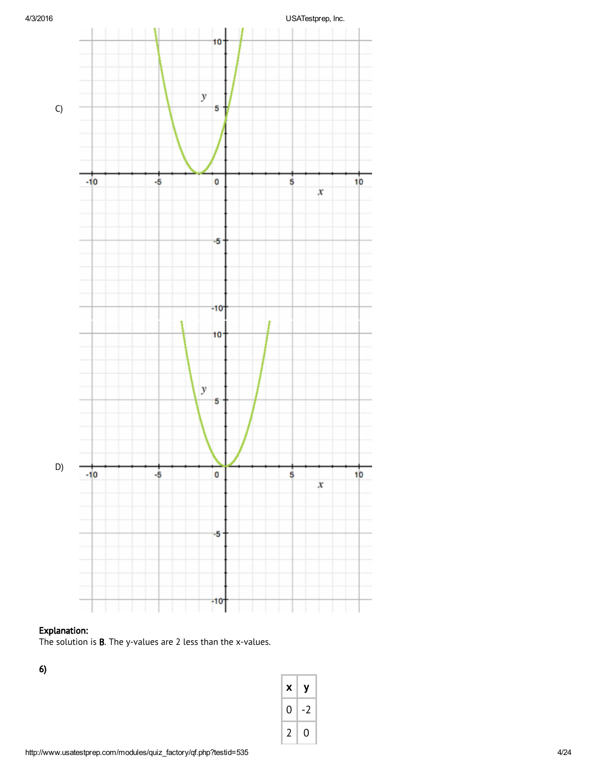C)

D)

**Explanation:**
The solution is **B**. The y-values are 2 less than the x-values.

**6)**

| x | y |
|---|---|
| 0 | -2 |
| 2 | 0 |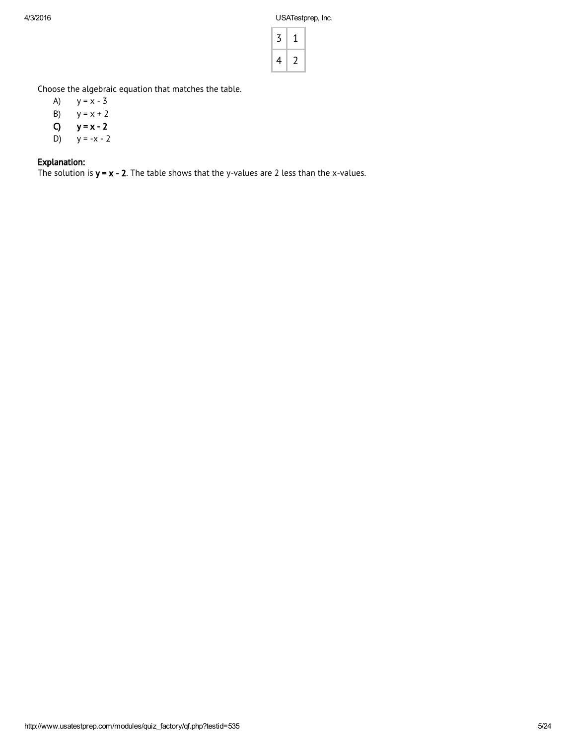| 3 | 1 |
|---|---|
| 4 | 2 |

Choose the algebraic equation that matches the table.

A) $y = x - 3$
B) $y = x + 2$
**C) $y = x - 2$**
D) $y = -x - 2$

**Explanation:**
The solution is **$y = x - 2$**. The table shows that the y-values are 2 less than the x-values.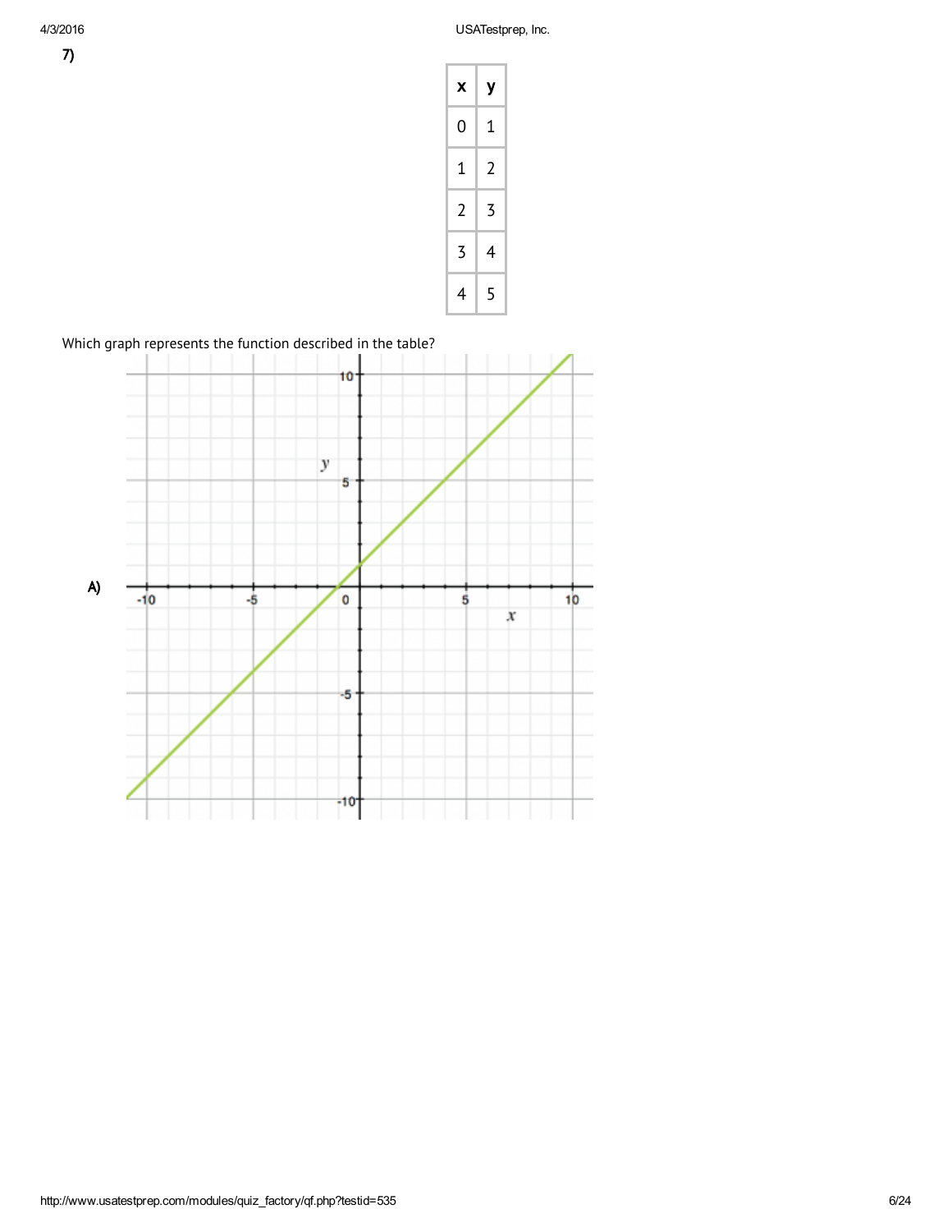7)

| x | y |
|---|---|
| 0 | 1 |
| 1 | 2 |
| 2 | 3 |
| 3 | 4 |
| 4 | 5 |

Which graph represents the function described in the table?

A)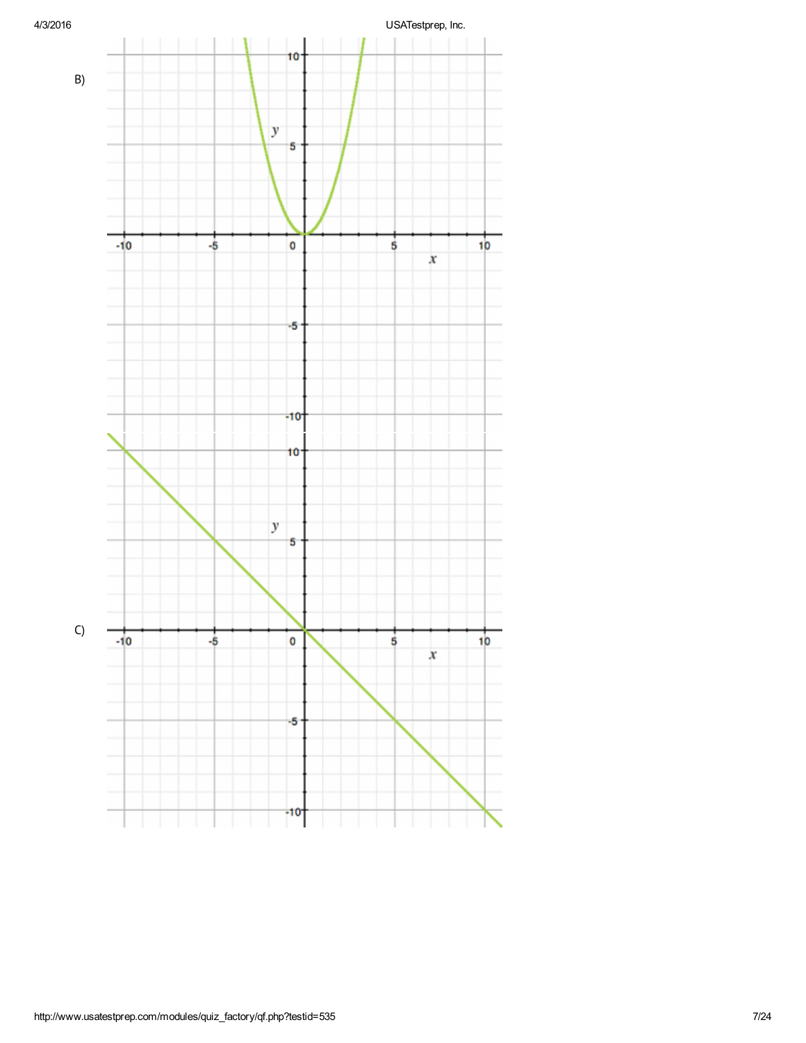B)

C)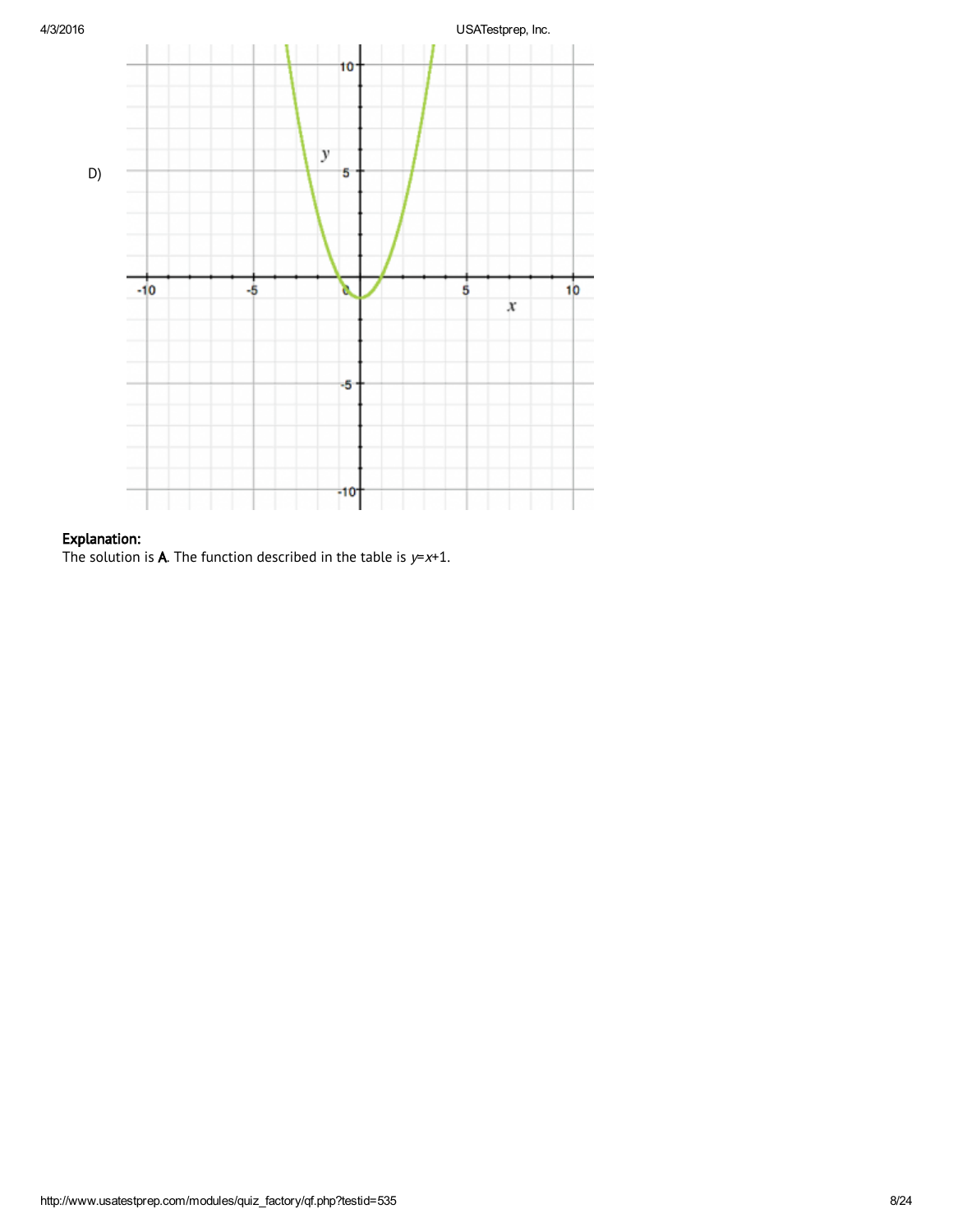D)

**Explanation:**

The solution is **A**. The function described in the table is $y=x+1$.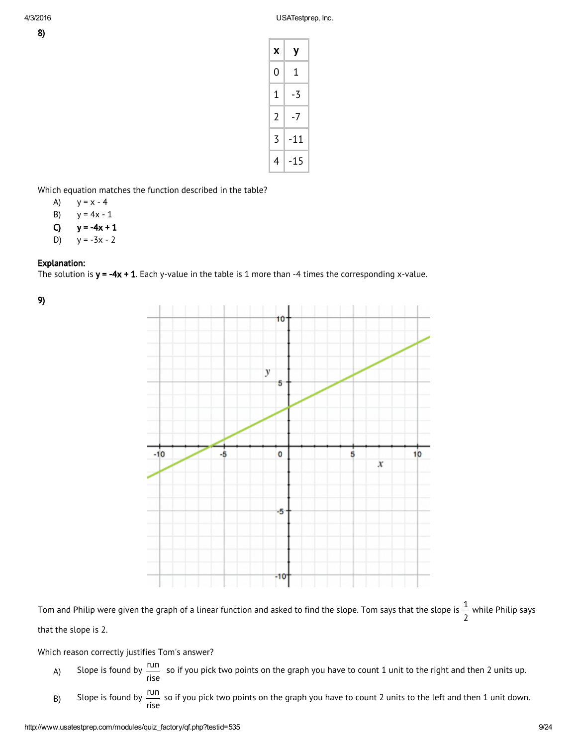8)

| x | y |
|---|---|
| 0 | 1 |
| 1 | -3 |
| 2 | -7 |
| 3 | -11 |
| 4 | -15 |

Which equation matches the function described in the table?

A) $y = x - 4$

B) $y = 4x - 1$

**C) $y = -4x + 1$**

D) $y = -3x - 2$

**Explanation:**

The solution is $\mathbf{y = -4x + 1}$. Each y-value in the table is 1 more than -4 times the corresponding x-value.

9)

Tom and Philip were given the graph of a linear function and asked to find the slope. Tom says that the slope is $\frac{1}{2}$ while Philip says that the slope is 2.

Which reason correctly justifies Tom's answer?

A) Slope is found by $\frac{\text{run}}{\text{rise}}$ so if you pick two points on the graph you have to count 1 unit to the right and then 2 units up.

B) Slope is found by $\frac{\text{run}}{\text{rise}}$ so if you pick two points on the graph you have to count 2 units to the left and then 1 unit down.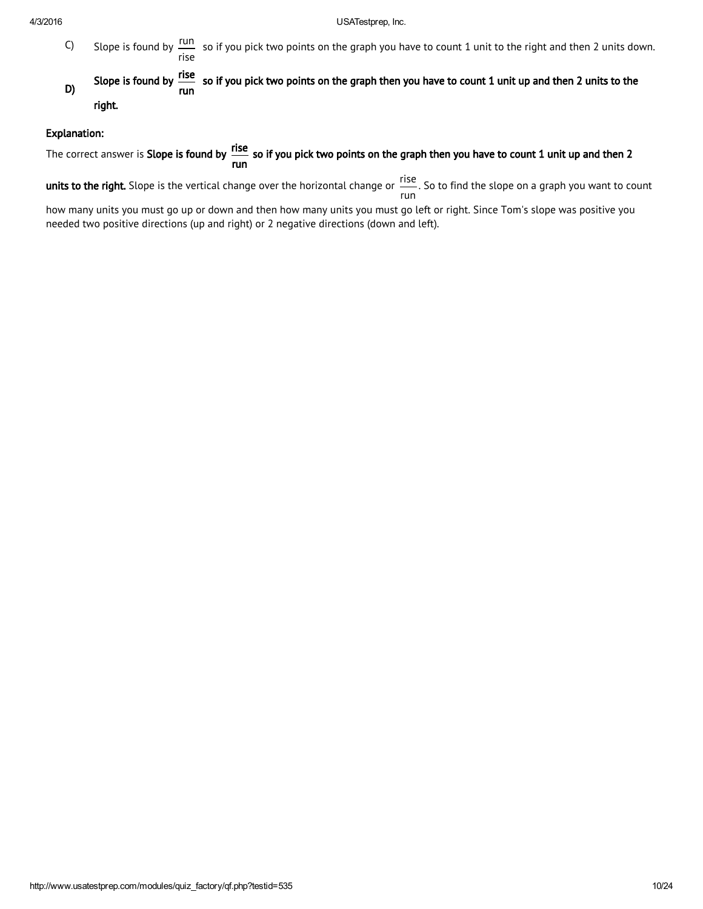C) Slope is found by $\frac{\text{run}}{\text{rise}}$ so if you pick two points on the graph you have to count 1 unit to the right and then 2 units down.

**D) Slope is found by $\frac{\text{rise}}{\text{run}}$ so if you pick two points on the graph then you have to count 1 unit up and then 2 units to the right.**

**Explanation:**

The correct answer is **Slope is found by $\frac{\text{rise}}{\text{run}}$ so if you pick two points on the graph then you have to count 1 unit up and then 2 units to the right.** Slope is the vertical change over the horizontal change or $\frac{\text{rise}}{\text{run}}$. So to find the slope on a graph you want to count how many units you must go up or down and then how many units you must go left or right. Since Tom's slope was positive you needed two positive directions (up and right) or 2 negative directions (down and left).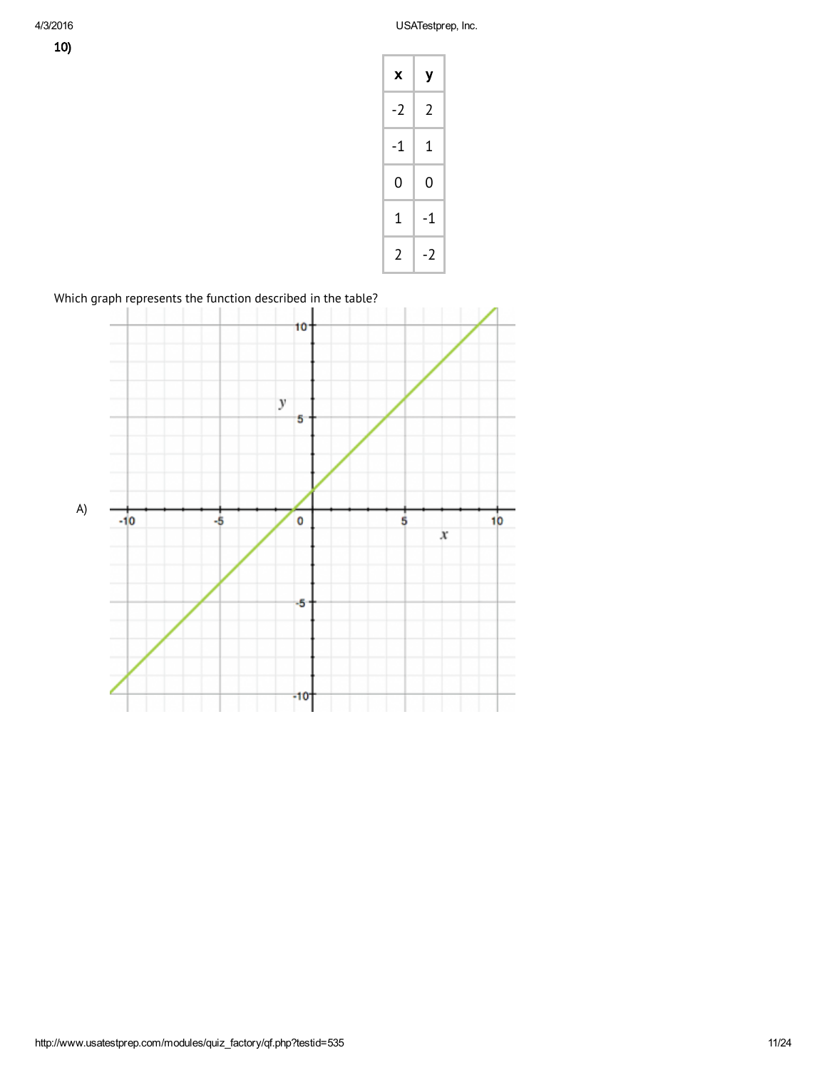10)

| x | y |
|---|---|
| -2 | 2 |
| -1 | 1 |
| 0 | 0 |
| 1 | -1 |
| 2 | -2 |

Which graph represents the function described in the table?

A)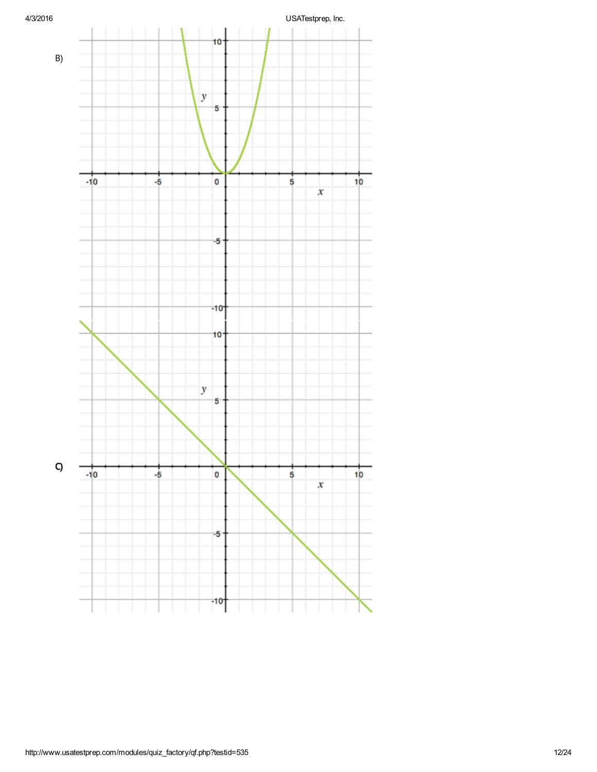B)

C)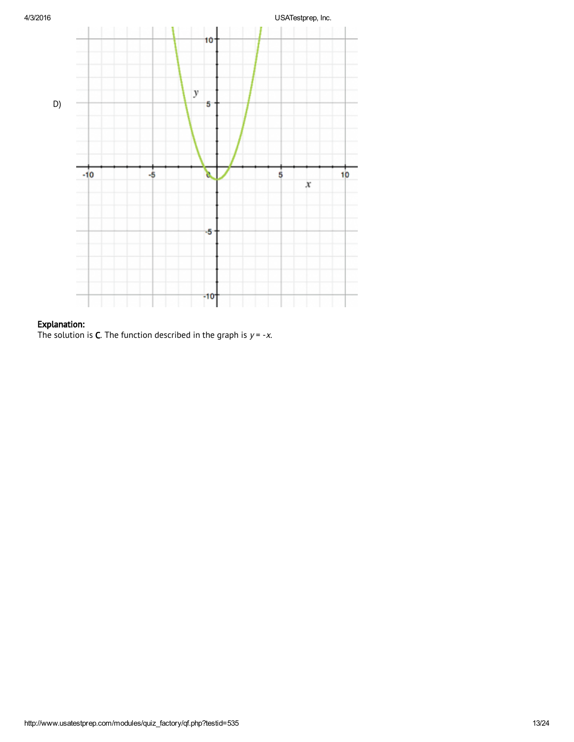D)

**Explanation:**
The solution is **C**. The function described in the graph is $y = -x$.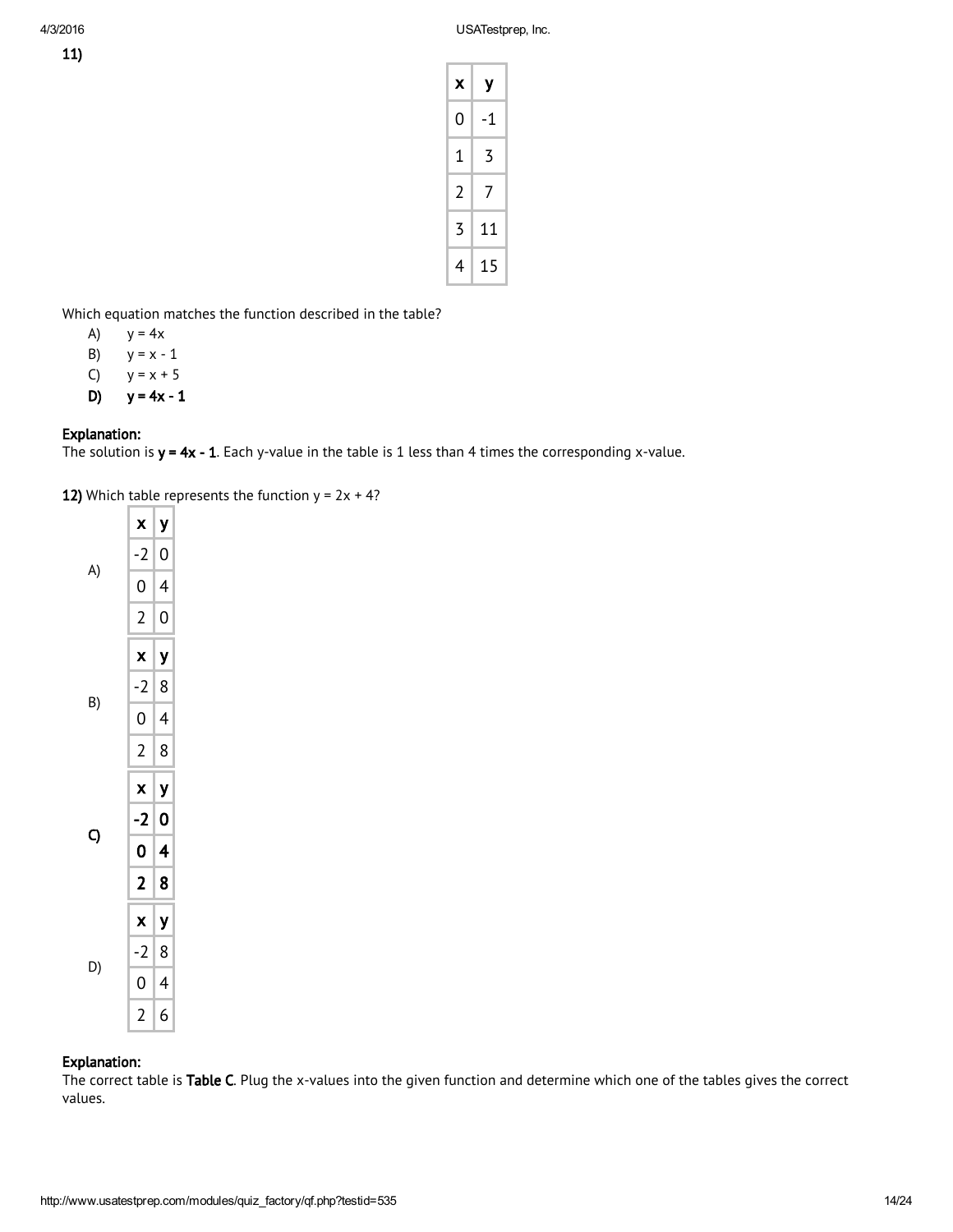**11)**

| x | y |
|---|---|
| 0 | -1 |
| 1 | 3 |
| 2 | 7 |
| 3 | 11 |
| 4 | 15 |

Which equation matches the function described in the table?

A) $y = 4x$

B) $y = x - 1$

C) $y = x + 5$

**D) $y = 4x - 1$**

**Explanation:**
The solution is $\mathbf{y = 4x - 1}$. Each y-value in the table is 1 less than 4 times the corresponding x-value.

**12)** Which table represents the function $y = 2x + 4$?

A)

| x | y |
|---|---|
| -2 | 0 |
| 0 | 4 |
| 2 | 0 |

B)

| x | y |
|---|---|
| -2 | 8 |
| 0 | 4 |
| 2 | 8 |

**C)**

| x | y |
|---|---|
| **-2** | **0** |
| **0** | **4** |
| **2** | **8** |

D)

| x | y |
|---|---|
| -2 | 8 |
| 0 | 4 |
| 2 | 6 |

**Explanation:**
The correct table is **Table C**. Plug the x-values into the given function and determine which one of the tables gives the correct values.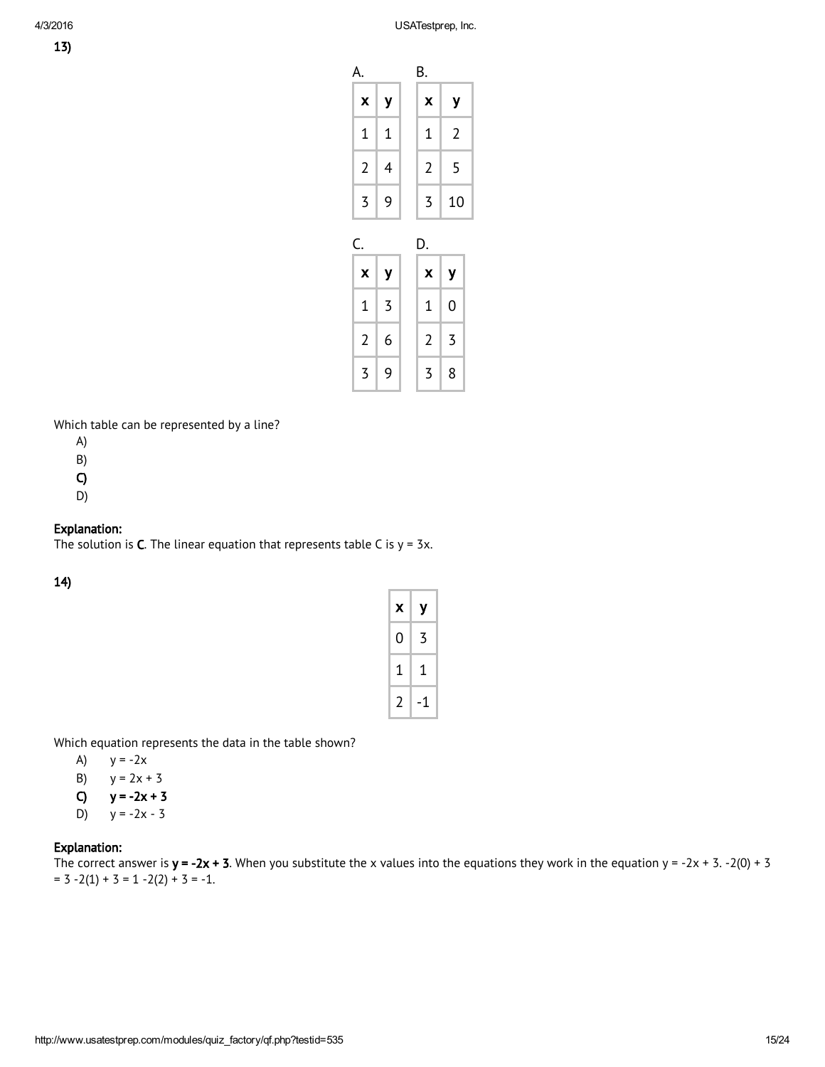**13)**

A.

| x | y |
|---|---|
| 1 | 1 |
| 2 | 4 |
| 3 | 9 |

B.

| x | y |
|---|---|
| 1 | 2 |
| 2 | 5 |
| 3 | 10 |

C.

| x | y |
|---|---|
| 1 | 3 |
| 2 | 6 |
| 3 | 9 |

D.

| x | y |
|---|---|
| 1 | 0 |
| 2 | 3 |
| 3 | 8 |

Which table can be represented by a line?

A)
B)
**C)**
D)

**Explanation:**
The solution is **C**. The linear equation that represents table C is $y = 3x$.

**14)**

| x | y |
|---|---|
| 0 | 3 |
| 1 | 1 |
| 2 | -1 |

Which equation represents the data in the table shown?

A) $y = -2x$
B) $y = 2x + 3$
**C) $y = -2x + 3$**
D) $y = -2x - 3$

**Explanation:**
The correct answer is **$y = -2x + 3$**. When you substitute the x values into the equations they work in the equation $y = -2x + 3$. $-2(0) + 3 = 3$ $-2(1) + 3 = 1$ $-2(2) + 3 = -1$.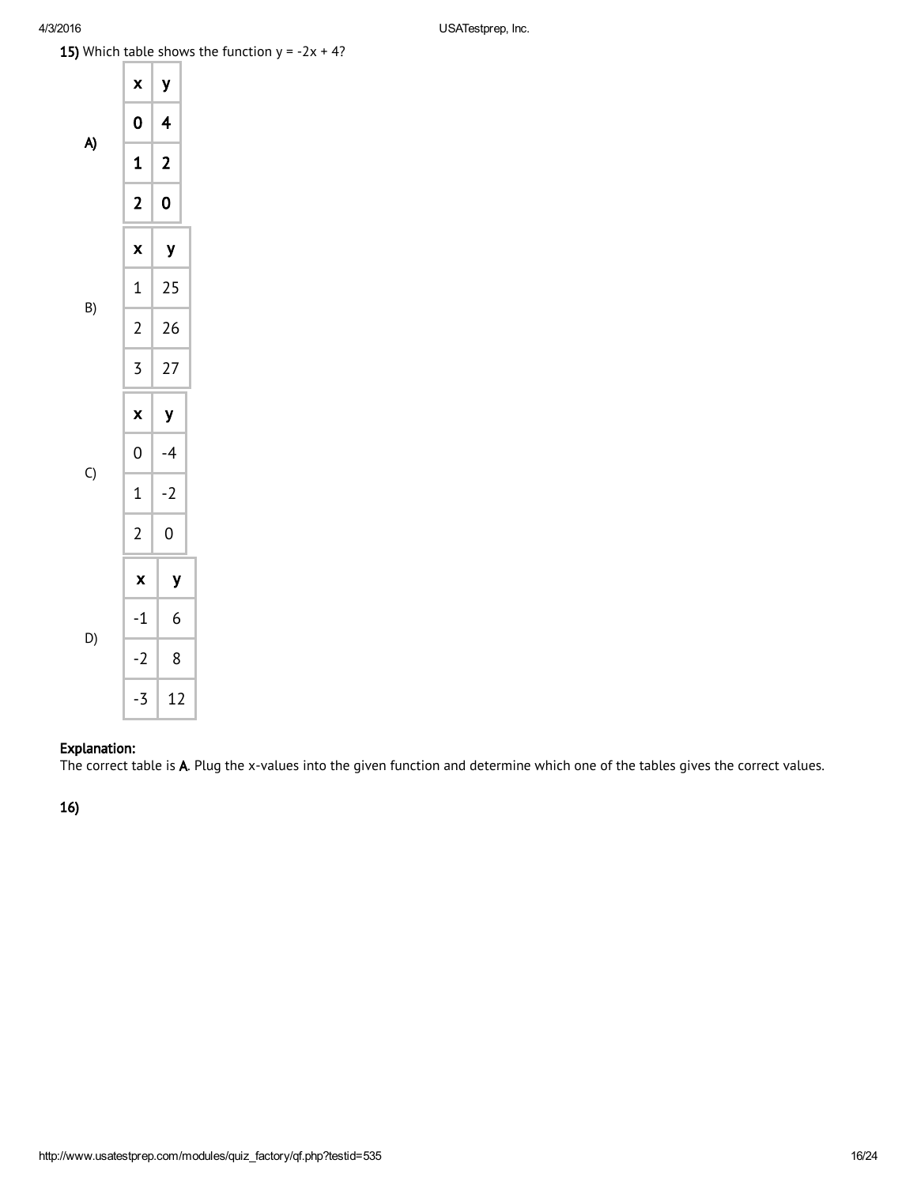**15)** Which table shows the function $y = -2x + 4$?

**A)**

| x | y |
|---|---|
| 0 | 4 |
| 1 | 2 |
| 2 | 0 |

B)

| x | y |
|---|---|
| 1 | 25 |
| 2 | 26 |
| 3 | 27 |

C)

| x | y |
|---|---|
| 0 | -4 |
| 1 | -2 |
| 2 | 0 |

D)

| x | y |
|---|---|
| -1 | 6 |
| -2 | 8 |
| -3 | 12 |

**Explanation:**
The correct table is **A**. Plug the x-values into the given function and determine which one of the tables gives the correct values.

**16)**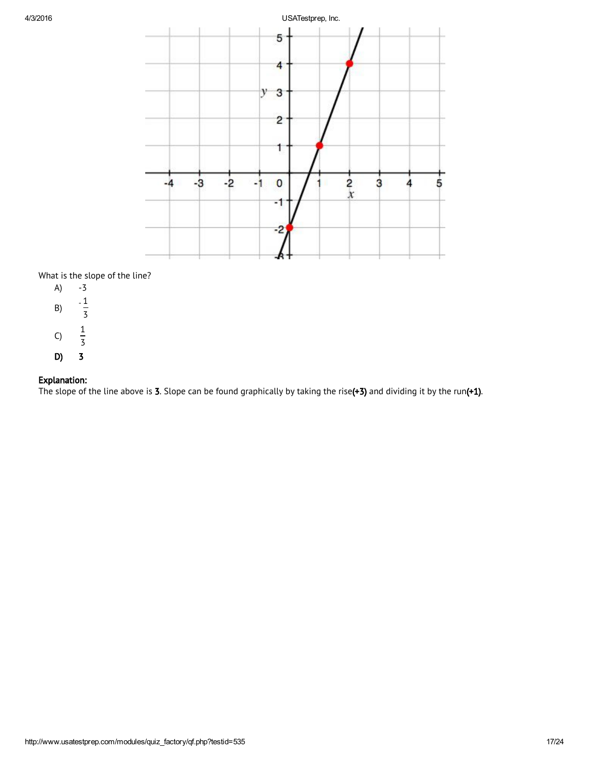What is the slope of the line?

A) -3

B) $-\frac{1}{3}$

C) $\frac{1}{3}$

**D) 3**

**Explanation:**

The slope of the line above is **3**. Slope can be found graphically by taking the rise**(+3)** and dividing it by the run**(+1)**.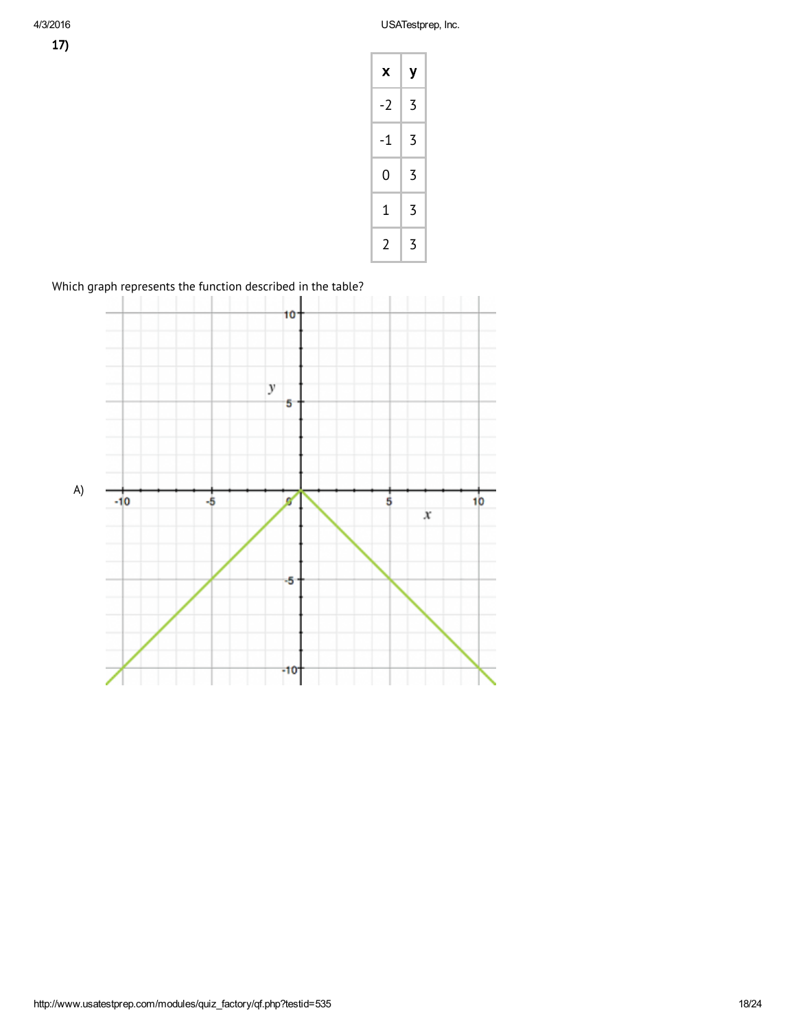17)

| x | y |
|---|---|
| -2 | 3 |
| -1 | 3 |
| 0 | 3 |
| 1 | 3 |
| 2 | 3 |

Which graph represents the function described in the table?

A)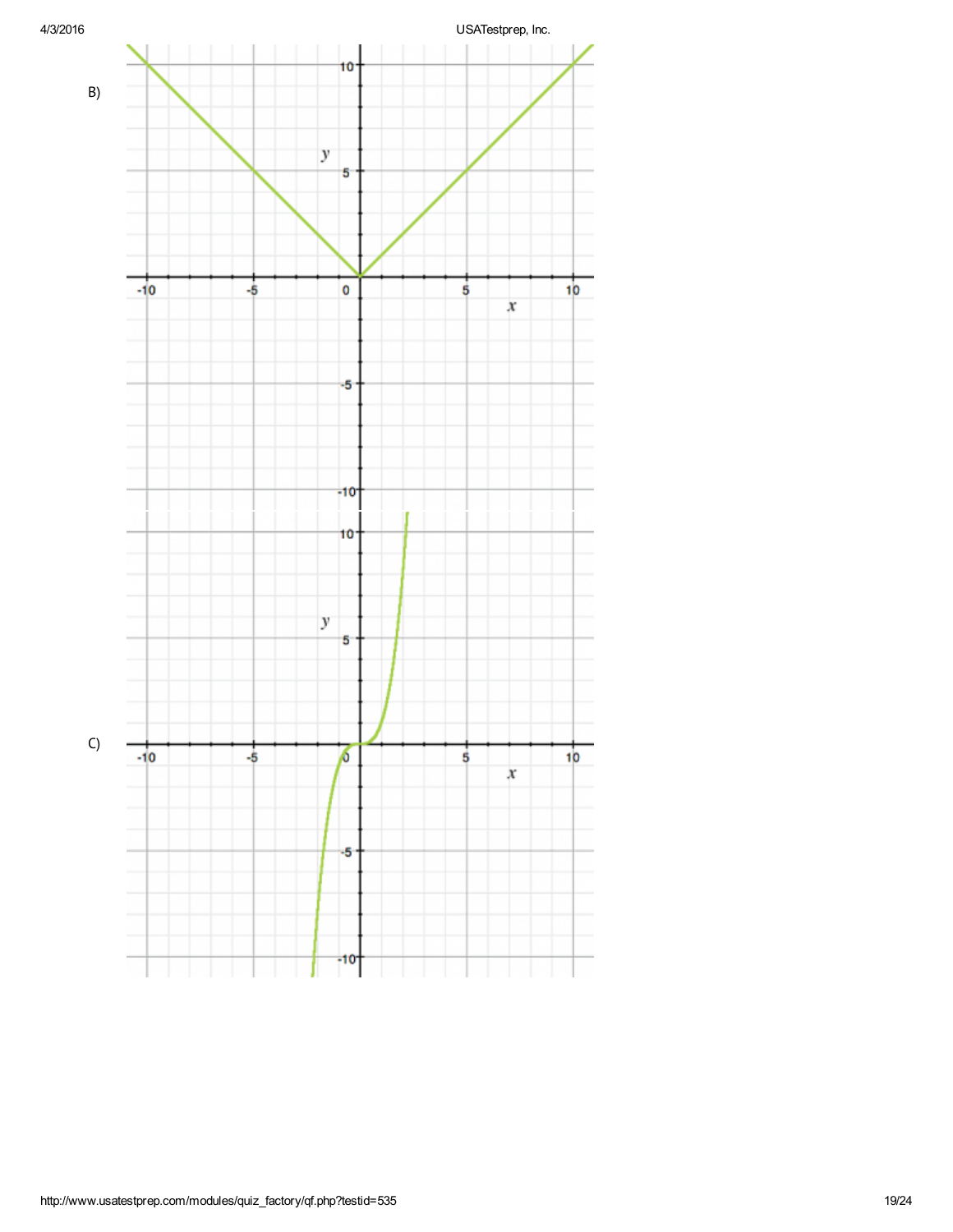B)

C)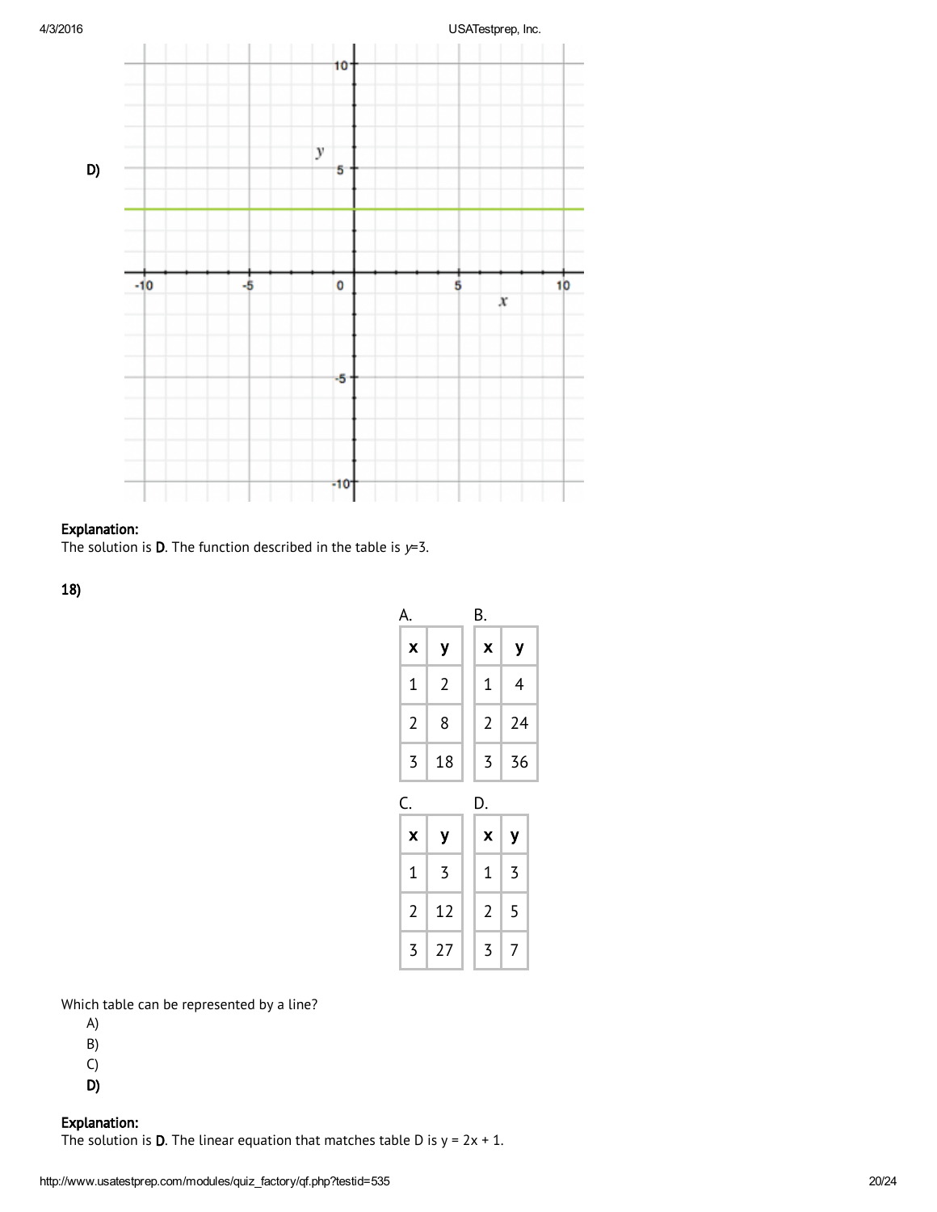D)

**Explanation:**
The solution is **D**. The function described in the table is $y$=3.

**18)**

A.

| x | y |
|---|---|
| 1 | 2 |
| 2 | 8 |
| 3 | 18 |

B.

| x | y |
|---|---|
| 1 | 4 |
| 2 | 24 |
| 3 | 36 |

C.

| x | y |
|---|---|
| 1 | 3 |
| 2 | 12 |
| 3 | 27 |

D.

| x | y |
|---|---|
| 1 | 3 |
| 2 | 5 |
| 3 | 7 |

Which table can be represented by a line?

- A)
- B)
- C)
- **D)**

**Explanation:**
The solution is **D**. The linear equation that matches table D is y = 2x + 1.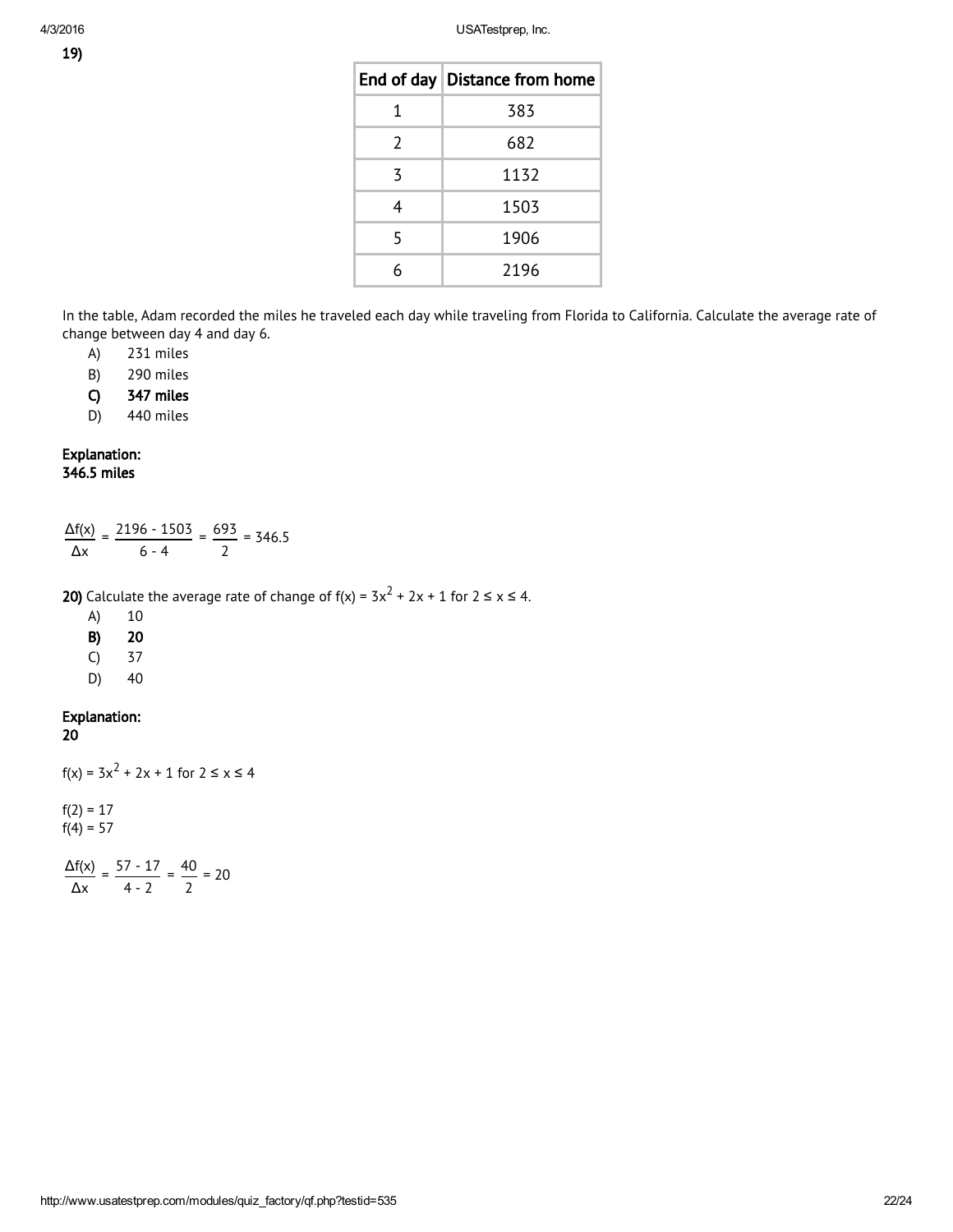**19)**

| End of day | Distance from home |
|---|---|
| 1 | 383 |
| 2 | 682 |
| 3 | 1132 |
| 4 | 1503 |
| 5 | 1906 |
| 6 | 2196 |

In the table, Adam recorded the miles he traveled each day while traveling from Florida to California. Calculate the average rate of change between day 4 and day 6.

A) 231 miles
B) 290 miles
**C) 347 miles**
D) 440 miles

**Explanation:**
**346.5 miles**

$$\frac{\Delta f(x)}{\Delta x} = \frac{2196 - 1503}{6 - 4} = \frac{693}{2} = 346.5$$

**20)** Calculate the average rate of change of $f(x) = 3x^2 + 2x + 1$ for $2 \le x \le 4$.

A) 10
**B) 20**
C) 37
D) 40

**Explanation:**
**20**

$f(x) = 3x^2 + 2x + 1$ for $2 \le x \le 4$

$f(2) = 17$
$f(4) = 57$

$$\frac{\Delta f(x)}{\Delta x} = \frac{57 - 17}{4 - 2} = \frac{40}{2} = 20$$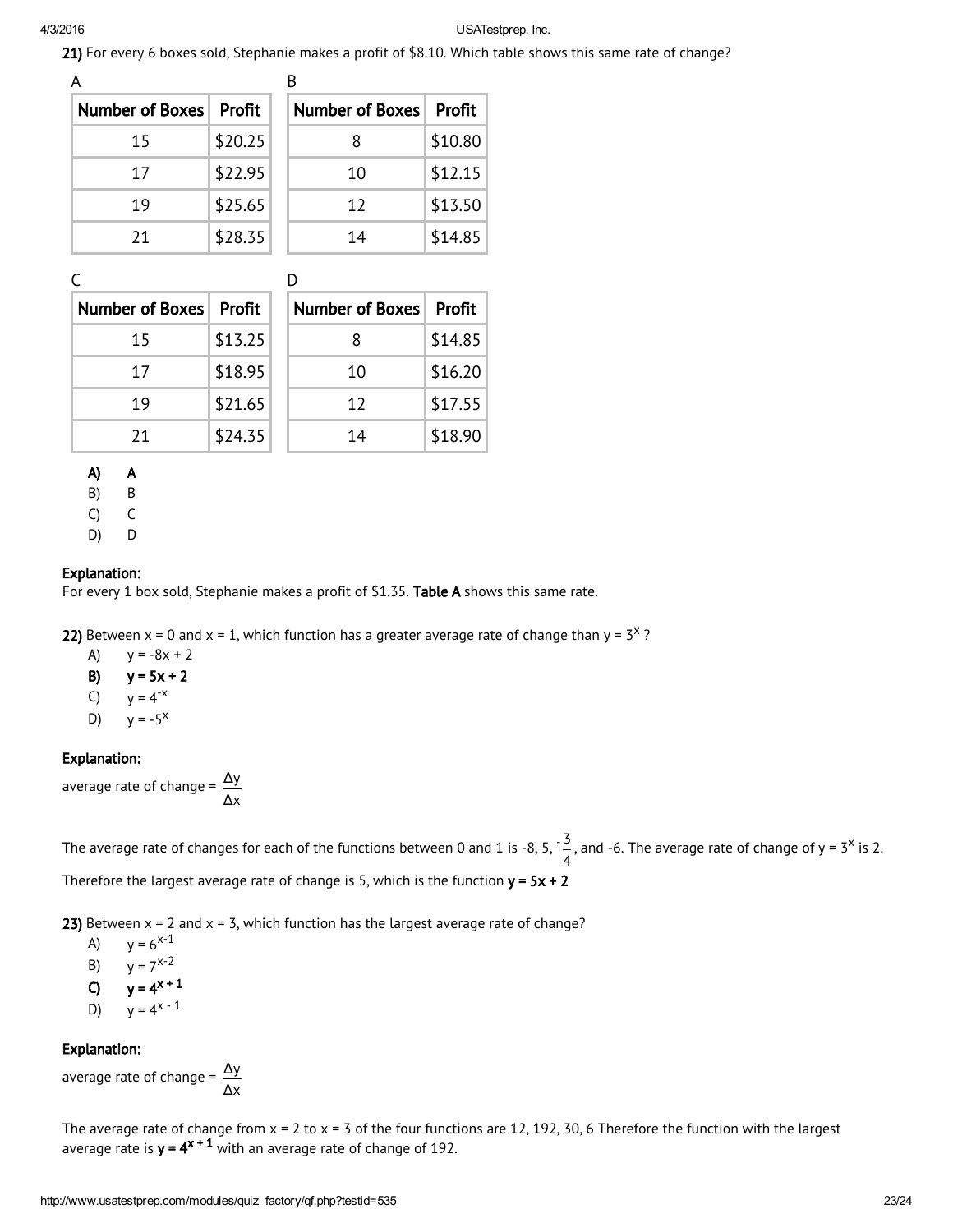**21)** For every 6 boxes sold, Stephanie makes a profit of $8.10. Which table shows this same rate of change?

A

| Number of Boxes | Profit |
|---|---|
| 15 | $20.25 |
| 17 | $22.95 |
| 19 | $25.65 |
| 21 | $28.35 |

B

| Number of Boxes | Profit |
|---|---|
| 8 | $10.80 |
| 10 | $12.15 |
| 12 | $13.50 |
| 14 | $14.85 |

C

| Number of Boxes | Profit |
|---|---|
| 15 | $13.25 |
| 17 | $18.95 |
| 19 | $21.65 |
| 21 | $24.35 |

D

| Number of Boxes | Profit |
|---|---|
| 8 | $14.85 |
| 10 | $16.20 |
| 12 | $17.55 |
| 14 | $18.90 |

**A) A**
B) B
C) C
D) D

**Explanation:**
For every 1 box sold, Stephanie makes a profit of $1.35. **Table A** shows this same rate.

**22)** Between x = 0 and x = 1, which function has a greater average rate of change than $y = 3^x$ ?

A) $y = -8x + 2$
**B) $y = 5x + 2$**
C) $y = 4^{-x}$
D) $y = -5^x$

**Explanation:**
average rate of change = $\frac{\Delta y}{\Delta x}$

The average rate of changes for each of the functions between 0 and 1 is -8, 5, $-\frac{3}{4}$, and -6. The average rate of change of $y = 3^x$ is 2.
Therefore the largest average rate of change is 5, which is the function **$y = 5x + 2$**

**23)** Between x = 2 and x = 3, which function has the largest average rate of change?

A) $y = 6^{x-1}$
B) $y = 7^{x-2}$
**C) $y = 4^{x+1}$**
D) $y = 4^{x-1}$

**Explanation:**
average rate of change = $\frac{\Delta y}{\Delta x}$

The average rate of change from x = 2 to x = 3 of the four functions are 12, 192, 30, 6 Therefore the function with the largest average rate is **$y = 4^{x+1}$** with an average rate of change of 192.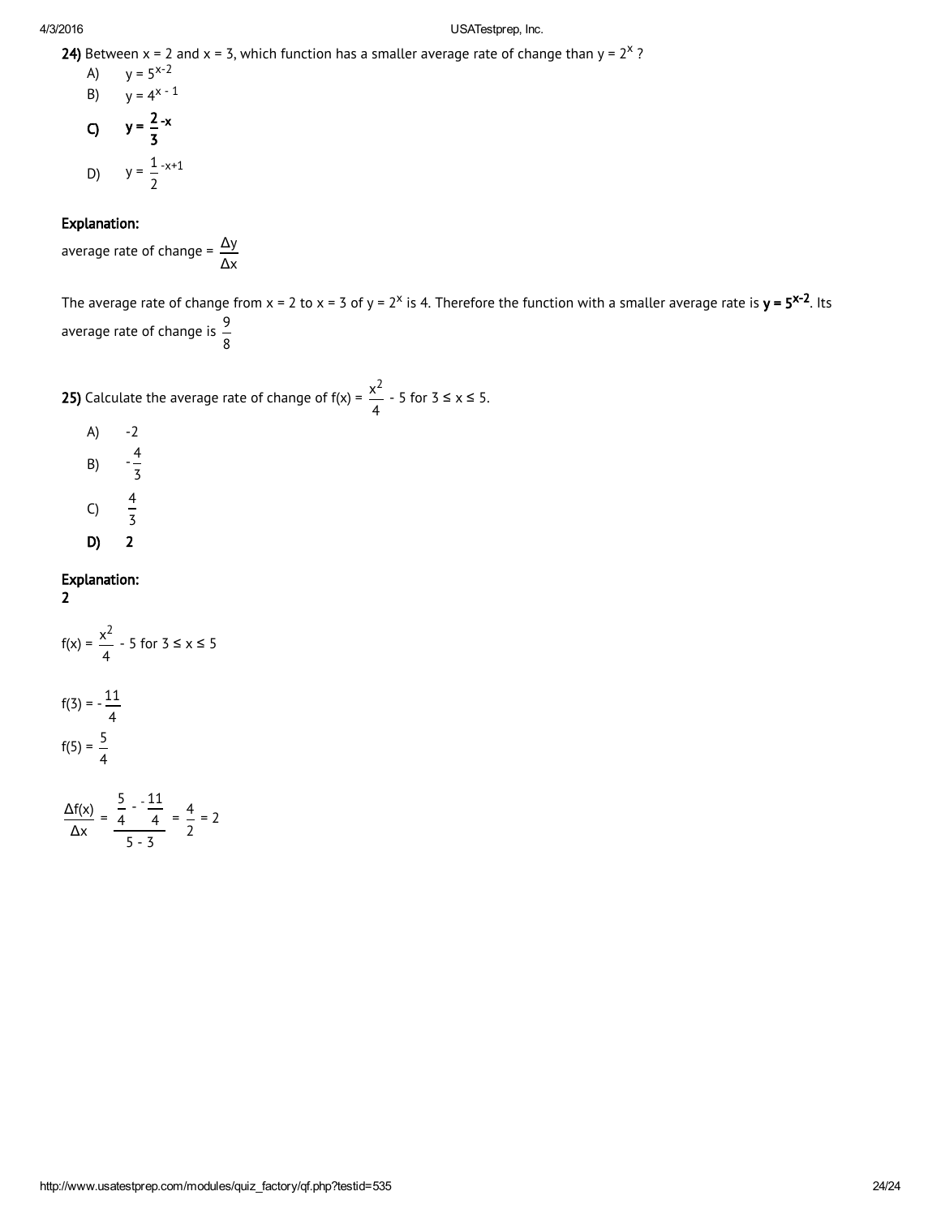**24)** Between x = 2 and x = 3, which function has a smaller average rate of change than $y = 2^x$ ?

A) $y = 5^{x-2}$

B) $y = 4^{x-1}$

**C) $y = \frac{2}{3}^{-x}$**

D) $y = \frac{1}{2}^{-x+1}$

**Explanation:**

average rate of change = $\frac{\Delta y}{\Delta x}$

The average rate of change from x = 2 to x = 3 of $y = 2^x$ is 4. Therefore the function with a smaller average rate is $\mathbf{y = 5^{x-2}}$. Its average rate of change is $\frac{9}{8}$

**25)** Calculate the average rate of change of $f(x) = \frac{x^2}{4} - 5$ for $3 \le x \le 5$.

A) -2

B) $-\frac{4}{3}$

C) $\frac{4}{3}$

**D) 2**

**Explanation:**

2

$f(x) = \frac{x^2}{4} - 5$ for $3 \le x \le 5$

$f(3) = -\frac{11}{4}$

$f(5) = \frac{5}{4}$

$$\frac{\Delta f(x)}{\Delta x} = \frac{\frac{5}{4} - -\frac{11}{4}}{5 - 3} = \frac{4}{2} = 2$$